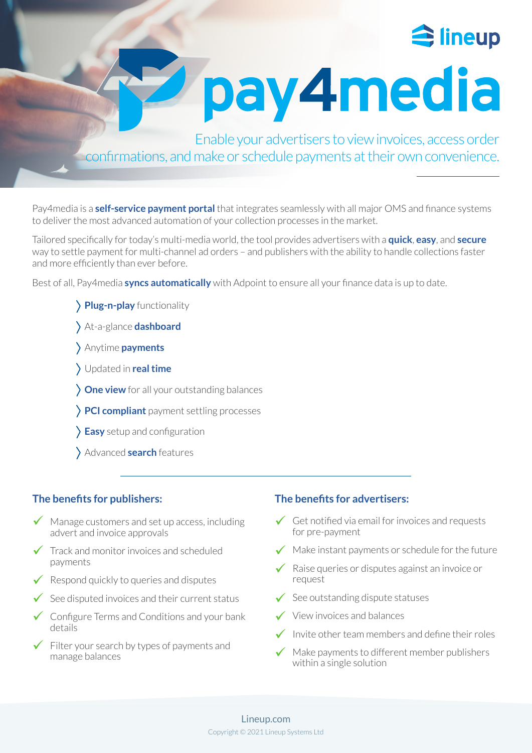lineup

# pay4media

Enable your advertisers to view invoices, access order confirmations, and make or schedule payments at their own convenience.

Pay4media is a **self-service payment portal** that integrates seamlessly with all major OMS and finance systems to deliver the most advanced automation of your collection processes in the market.

Tailored specifically for today's multi-media world, the tool provides advertisers with a **quick**, **easy**, and **secure** way to settle payment for multi-channel ad orders – and publishers with the ability to handle collections faster and more efficiently than ever before.

Best of all, Pay4media **syncs automatically** with Adpoint to ensure all your finance data is up to date.

- **Plug-n-play** functionality
- At-a-glance **dashboard**
- Anytime **payments**
- Updated in **real time**
- **One view** for all your outstanding balances
- **PCI compliant** payment settling processes
- **Easy** setup and configuration
- Advanced **search** features

## The benefits for publishers:

- ✓ Manage customers and set up access, including advert and invoice approvals
- ✓ Track and monitor invoices and scheduled payments
- ✓ Respond quickly to queries and disputes
- ✓ See disputed invoices and their current status
- ✓ Configure Terms and Conditions and your bank details
- ✓ Filter your search by types of payments and manage balances

## The benefits for advertisers:

- ✓ Get notified via email for invoices and requests for pre-payment
- ✓ Make instant payments or schedule for the future
- ✓ Raise queries or disputes against an invoice or request
- ✓ See outstanding dispute statuses
- ✓ View invoices and balances
- ✓ Invite other team members and define their roles
- ✓ Make payments to different member publishers within a single solution

Lineup.com

Copyright © 2021 Lineup Systems Ltd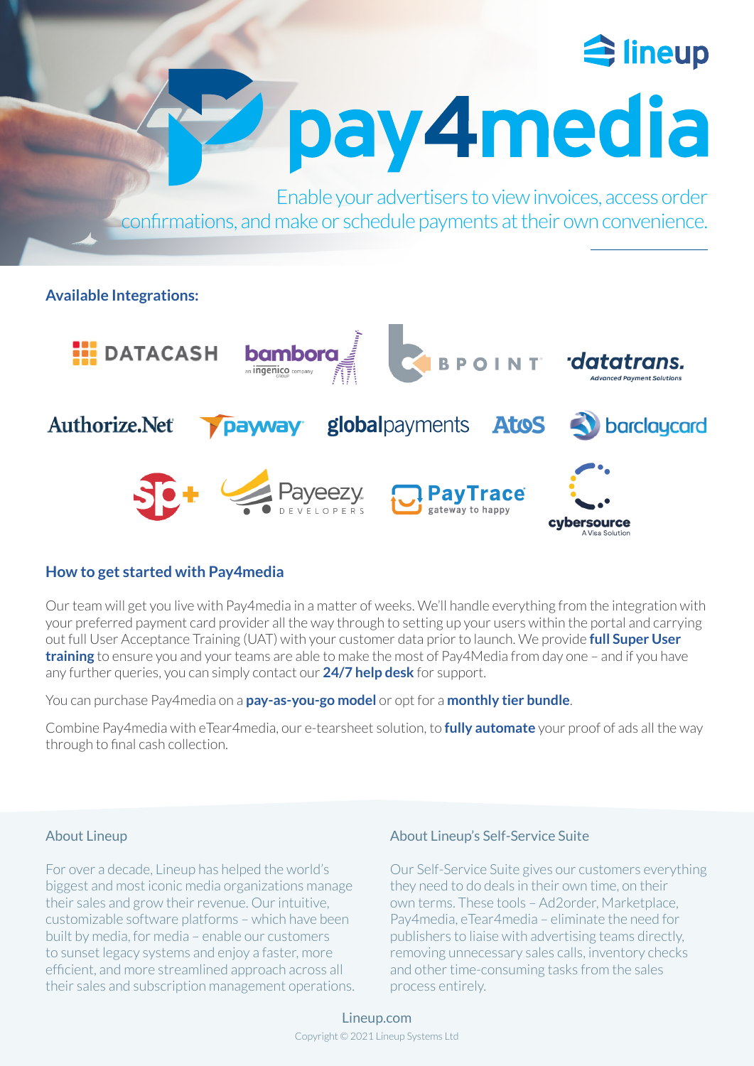# pay4media

Enable your advertisers to view invoices, access order confirmations, and make or schedule payments at their own convenience.

## Available Integrations:

DATACASH · bambora · BPOINT · datatrans · Authorize.Net · payway · globalpayments · Atos · barclaycard · sp+ · Payeezy Developers · PayTrace · cybersource

## How to get started with Pay4media

Our team will get you live with Pay4media in a matter of weeks. We'll handle everything from the integration with your preferred payment card provider all the way through to setting up your users within the portal and carrying out full User Acceptance Training (UAT) with your customer data prior to launch. We provide **full Super User training** to ensure you and your teams are able to make the most of Pay4Media from day one – and if you have any further queries, you can simply contact our **24/7 help desk** for support.

You can purchase Pay4media on a **pay-as-you-go model** or opt for a **monthly tier bundle**.

Combine Pay4media with eTear4media, our e-tearsheet solution, to **fully automate** your proof of ads all the way through to final cash collection.

### About Lineup

For over a decade, Lineup has helped the world's biggest and most iconic media organizations manage their sales and grow their revenue. Our intuitive, customizable software platforms – which have been built by media, for media – enable our customers to sunset legacy systems and enjoy a faster, more efficient, and more streamlined approach across all their sales and subscription management operations.

### About Lineup's Self-Service Suite

Our Self-Service Suite gives our customers everything they need to do deals in their own time, on their own terms. These tools – Ad2order, Marketplace, Pay4media, eTear4media – eliminate the need for publishers to liaise with advertising teams directly, removing unnecessary sales calls, inventory checks and other time-consuming tasks from the sales process entirely.

Lineup.com

Copyright © 2021 Lineup Systems Ltd